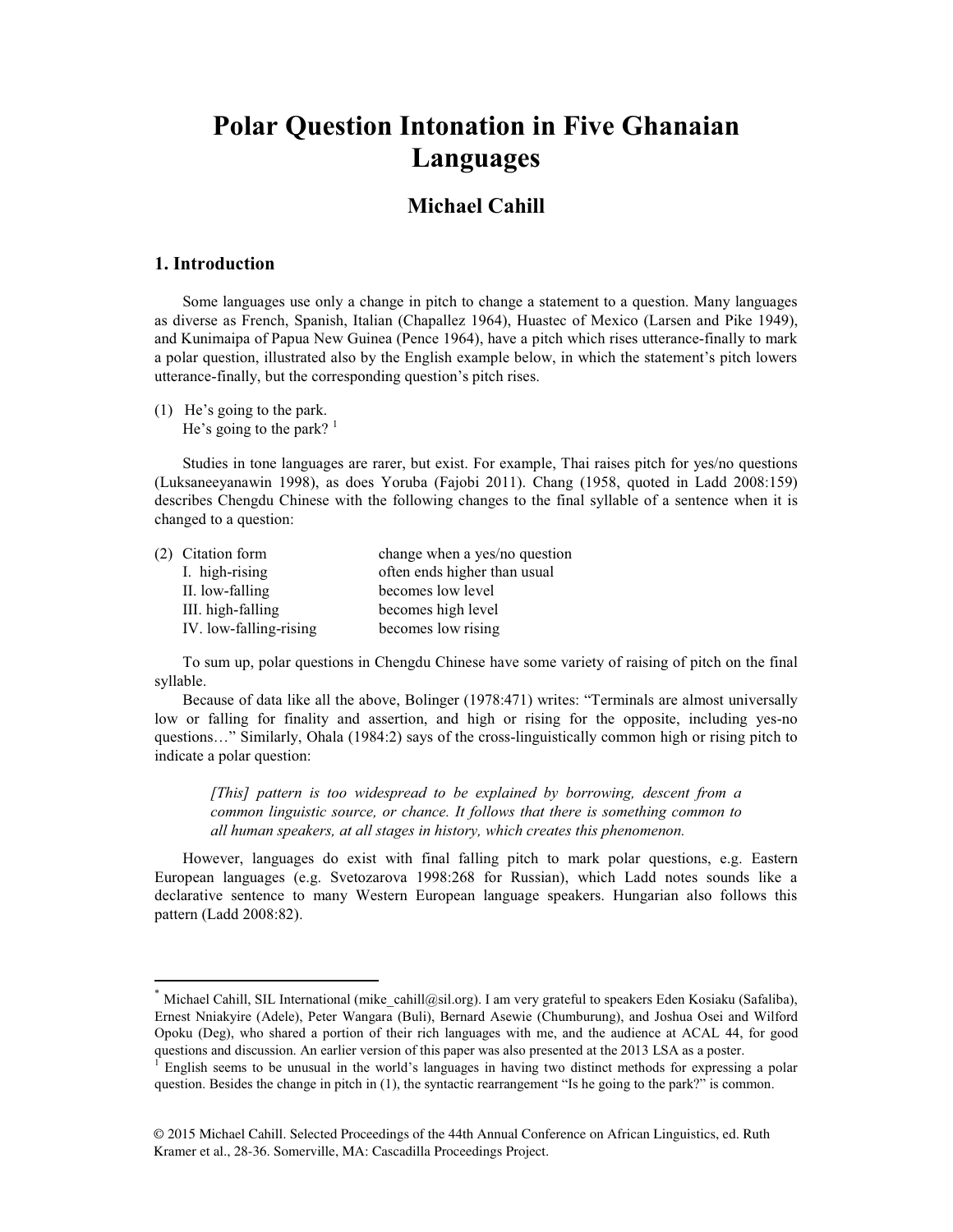# Polar Question Intonation in Five Ghanaian Languages

## Michael Cahill[*]

### 1. Introduction

Some languages use only a change in pitch to change a statement to a question. Many languages as diverse as French, Spanish, Italian (Chapallez 1964), Huastec of Mexico (Larsen and Pike 1949), and Kunimaipa of Papua New Guinea (Pence 1964), have a pitch which rises utterance-finally to mark a polar question, illustrated also by the English example below, in which the statement's pitch lowers utterance-finally, but the corresponding question's pitch rises.

(1) He's going to the park.
He's going to the park? [1]

Studies in tone languages are rarer, but exist. For example, Thai raises pitch for yes/no questions (Luksaneeyanawin 1998), as does Yoruba (Fajobi 2011). Chang (1958, quoted in Ladd 2008:159) describes Chengdu Chinese with the following changes to the final syllable of a sentence when it is changed to a question:

| (2) Citation form | change when a yes/no question |
|---|---|
| I. high-rising | often ends higher than usual |
| II. low-falling | becomes low level |
| III. high-falling | becomes high level |
| IV. low-falling-rising | becomes low rising |

To sum up, polar questions in Chengdu Chinese have some variety of raising of pitch on the final syllable.

Because of data like all the above, Bolinger (1978:471) writes: "Terminals are almost universally low or falling for finality and assertion, and high or rising for the opposite, including yes-no questions…" Similarly, Ohala (1984:2) says of the cross-linguistically common high or rising pitch to indicate a polar question:

> *[This] pattern is too widespread to be explained by borrowing, descent from a common linguistic source, or chance. It follows that there is something common to all human speakers, at all stages in history, which creates this phenomenon.*

However, languages do exist with final falling pitch to mark polar questions, e.g. Eastern European languages (e.g. Svetozarova 1998:268 for Russian), which Ladd notes sounds like a declarative sentence to many Western European language speakers. Hungarian also follows this pattern (Ladd 2008:82).

---

[*] Michael Cahill, SIL International (mike_cahill@sil.org). I am very grateful to speakers Eden Kosiaku (Safaliba), Ernest Nniakyire (Adele), Peter Wangara (Buli), Bernard Asewie (Chumburung), and Joshua Osei and Wilford Opoku (Deg), who shared a portion of their rich languages with me, and the audience at ACAL 44, for good questions and discussion. An earlier version of this paper was also presented at the 2013 LSA as a poster.

[1] English seems to be unusual in the world's languages in having two distinct methods for expressing a polar question. Besides the change in pitch in (1), the syntactic rearrangement "Is he going to the park?" is common.

© 2015 Michael Cahill. Selected Proceedings of the 44th Annual Conference on African Linguistics, ed. Ruth Kramer et al., 28-36. Somerville, MA: Cascadilla Proceedings Project.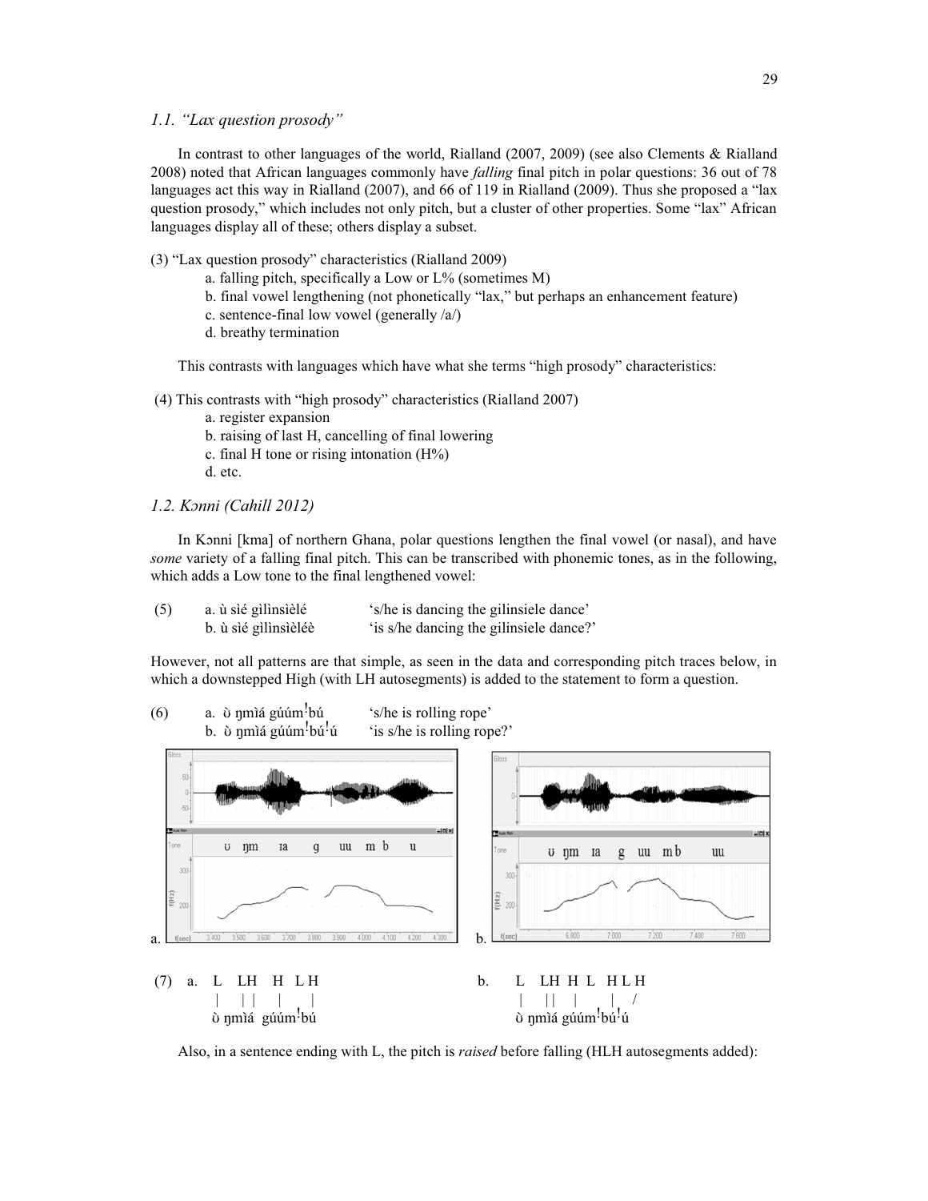### *1.1. "Lax question prosody"*

In contrast to other languages of the world, Rialland (2007, 2009) (see also Clements & Rialland 2008) noted that African languages commonly have *falling* final pitch in polar questions: 36 out of 78 languages act this way in Rialland (2007), and 66 of 119 in Rialland (2009). Thus she proposed a "lax question prosody," which includes not only pitch, but a cluster of other properties. Some "lax" African languages display all of these; others display a subset.

(3) "Lax question prosody" characteristics (Rialland 2009)

- a. falling pitch, specifically a Low or L% (sometimes M)
- b. final vowel lengthening (not phonetically "lax," but perhaps an enhancement feature)
- c. sentence-final low vowel (generally /a/)
- d. breathy termination

This contrasts with languages which have what she terms "high prosody" characteristics:

(4) This contrasts with "high prosody" characteristics (Rialland 2007)

- a. register expansion
- b. raising of last H, cancelling of final lowering
- c. final H tone or rising intonation (H%)
- d. etc.

### *1.2. Kɔnni (Cahill 2012)*

In Kɔnni [kma] of northern Ghana, polar questions lengthen the final vowel (or nasal), and have *some* variety of a falling final pitch. This can be transcribed with phonemic tones, as in the following, which adds a Low tone to the final lengthened vowel:

(5) a. ù sìé gìlìnsìèlé 's/he is dancing the gilinsiele dance'
b. ù sìé gìlìnsìèléè 'is s/he dancing the gilinsiele dance?'

However, not all patterns are that simple, as seen in the data and corresponding pitch traces below, in which a downstepped High (with LH autosegments) is added to the statement to form a question.

(6) a. ʊ̀ ŋmɪ̀á gúúmꜜbú 's/he is rolling rope'
b. ʊ̀ ŋmɪ̀á gúúmꜜbúꜜú 'is s/he is rolling rope?'

a. [pitch trace: ʊ ŋm ɪa g uu m b u]
b. [pitch trace: ʊ ŋm ɪa g uu mb uu]

```
(7) a.  L   LH   H  L H              b.   L   LH  H  L   H L H
        |   | |   |    |                  |   ||   |      |   /
        ʊ̀ ŋmɪ̀á  gúúmꜜbú                   ʊ̀ ŋmɪ̀á gúúmꜜbúꜜú
```

Also, in a sentence ending with L, the pitch is *raised* before falling (HLH autosegments added):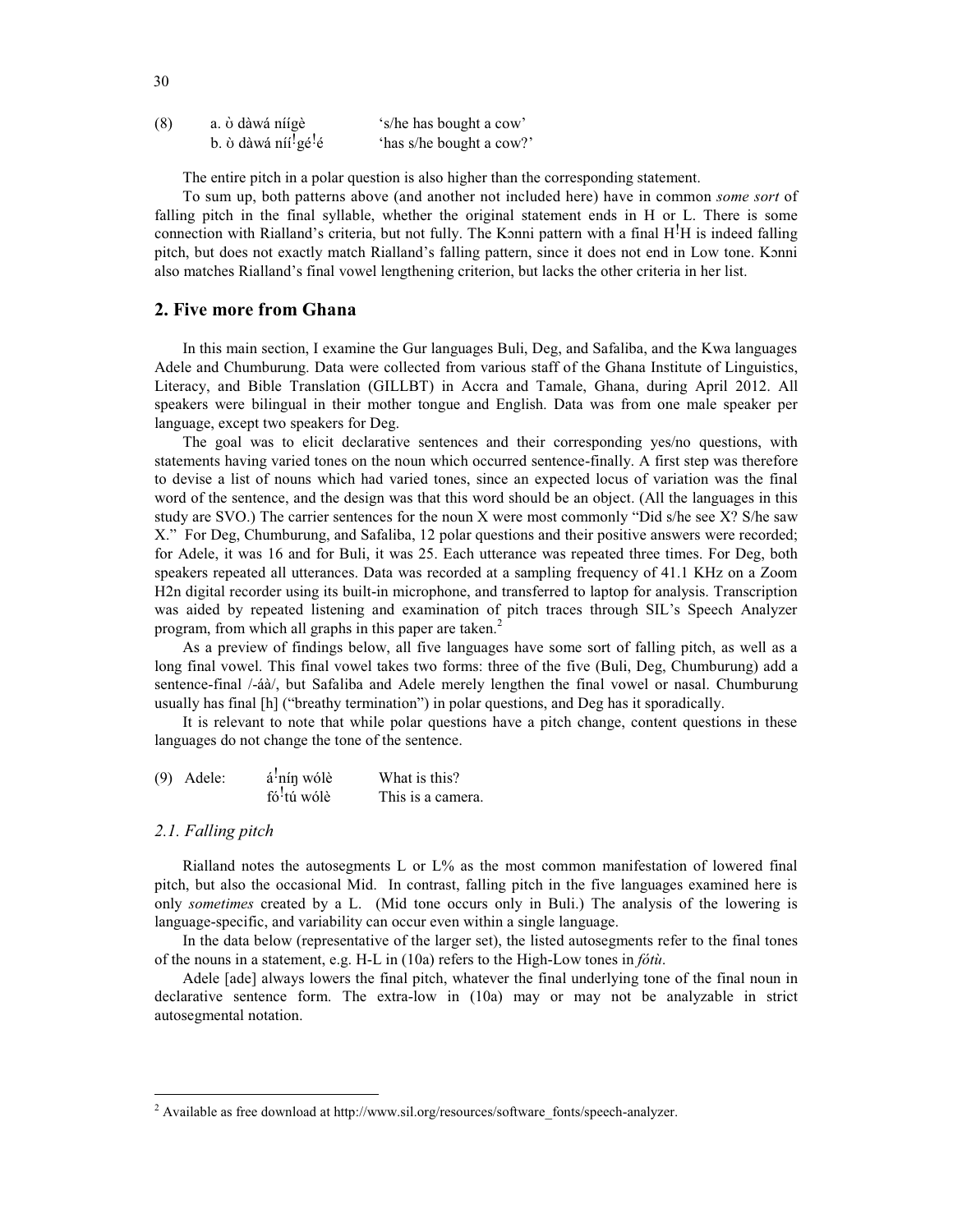(8) a. ò dàwá níígè 's/he has bought a cow'
  b. ò dàwá níí<sup>!</sup>gé<sup>!</sup>é 'has s/he bought a cow?'

The entire pitch in a polar question is also higher than the corresponding statement.

To sum up, both patterns above (and another not included here) have in common *some sort* of falling pitch in the final syllable, whether the original statement ends in H or L. There is some connection with Rialland's criteria, but not fully. The Kɔnni pattern with a final H!H is indeed falling pitch, but does not exactly match Rialland's falling pattern, since it does not end in Low tone. Kɔnni also matches Rialland's final vowel lengthening criterion, but lacks the other criteria in her list.

## 2. Five more from Ghana

In this main section, I examine the Gur languages Buli, Deg, and Safaliba, and the Kwa languages Adele and Chumburung. Data were collected from various staff of the Ghana Institute of Linguistics, Literacy, and Bible Translation (GILLBT) in Accra and Tamale, Ghana, during April 2012. All speakers were bilingual in their mother tongue and English. Data was from one male speaker per language, except two speakers for Deg.

The goal was to elicit declarative sentences and their corresponding yes/no questions, with statements having varied tones on the noun which occurred sentence-finally. A first step was therefore to devise a list of nouns which had varied tones, since an expected locus of variation was the final word of the sentence, and the design was that this word should be an object. (All the languages in this study are SVO.) The carrier sentences for the noun X were most commonly "Did s/he see X? S/he saw X." For Deg, Chumburung, and Safaliba, 12 polar questions and their positive answers were recorded; for Adele, it was 16 and for Buli, it was 25. Each utterance was repeated three times. For Deg, both speakers repeated all utterances. Data was recorded at a sampling frequency of 41.1 KHz on a Zoom H2n digital recorder using its built-in microphone, and transferred to laptop for analysis. Transcription was aided by repeated listening and examination of pitch traces through SIL's Speech Analyzer program, from which all graphs in this paper are taken.[2]

As a preview of findings below, all five languages have some sort of falling pitch, as well as a long final vowel. This final vowel takes two forms: three of the five (Buli, Deg, Chumburung) add a sentence-final /-áà/, but Safaliba and Adele merely lengthen the final vowel or nasal. Chumburung usually has final [h] ("breathy termination") in polar questions, and Deg has it sporadically.

It is relevant to note that while polar questions have a pitch change, content questions in these languages do not change the tone of the sentence.

(9) Adele: á!níŋ wólè What is this?
  fó!tú wólè This is a camera.

### *2.1. Falling pitch*

Rialland notes the autosegments L or L% as the most common manifestation of lowered final pitch, but also the occasional Mid. In contrast, falling pitch in the five languages examined here is only *sometimes* created by a L. (Mid tone occurs only in Buli.) The analysis of the lowering is language-specific, and variability can occur even within a single language.

In the data below (representative of the larger set), the listed autosegments refer to the final tones of the nouns in a statement, e.g. H-L in (10a) refers to the High-Low tones in *fótù*.

Adele [ade] always lowers the final pitch, whatever the final underlying tone of the final noun in declarative sentence form. The extra-low in (10a) may or may not be analyzable in strict autosegmental notation.

[2] Available as free download at http://www.sil.org/resources/software_fonts/speech-analyzer.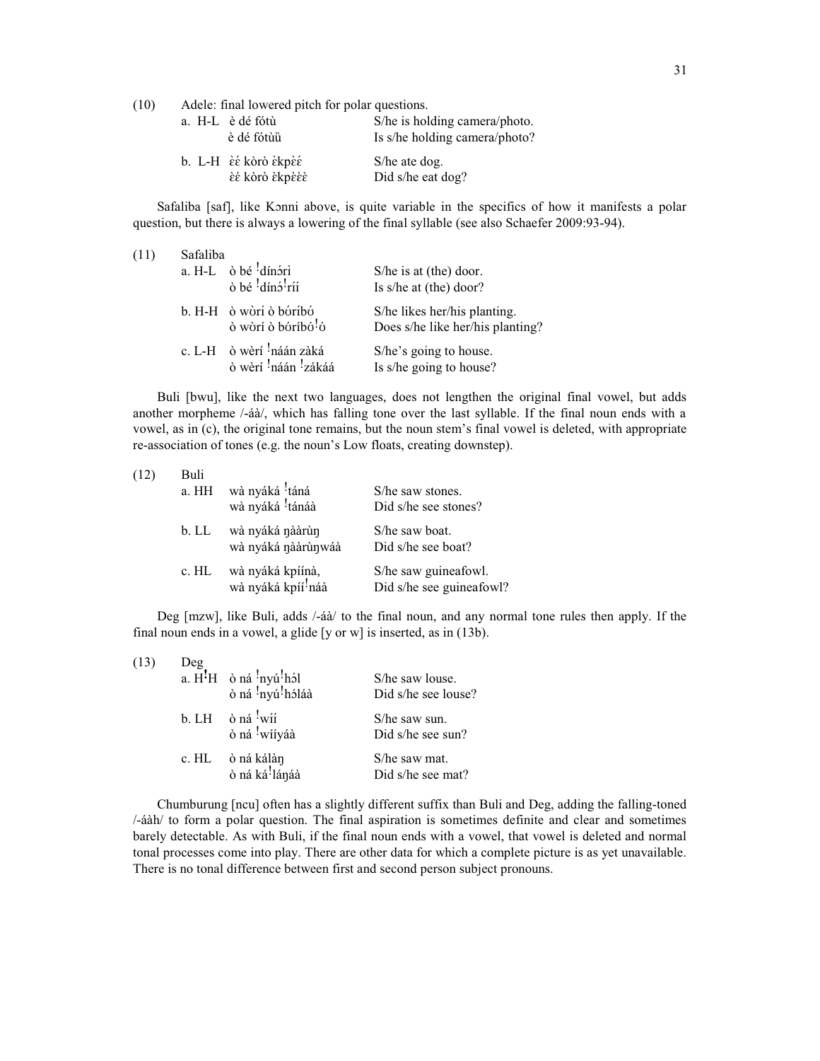(10) Adele: final lowered pitch for polar questions.

| | | |
|---|---|---|
| a. H-L | è dé fótù | S/he is holding camera/photo. |
| | è dé fótùù | Is s/he holding camera/photo? |
| b. L-H | ɛ̀ɛ́ kòrò ɛ̀kpɛ̀ɛ́ | S/he ate dog. |
| | ɛ̀ɛ́ kòrò ɛ̀kpɛ̀ɛ̀ɛ̀ | Did s/he eat dog? |

Safaliba [saf], like Kɔnni above, is quite variable in the specifics of how it manifests a polar question, but there is always a lowering of the final syllable (see also Schaefer 2009:93-94).

(11) Safaliba

| | | |
|---|---|---|
| a. H-L | ò bé ꜜdínɔ́rì | S/he is at (the) door. |
| | ò bé ꜜdínɔ́ꜜríí | Is s/he at (the) door? |
| b. H-H | ò wɔ̀rí ò bóríbó | S/he likes her/his planting. |
| | ò wɔ̀rí ò bóríbóꜜó | Does s/he like her/his planting? |
| c. L-H | ò wèrí ꜜnáán zàká | S/he's going to house. |
| | ò wèrí ꜜnáán ꜜzákáá | Is s/he going to house? |

Buli [bwu], like the next two languages, does not lengthen the original final vowel, but adds another morpheme /-áà/, which has falling tone over the last syllable. If the final noun ends with a vowel, as in (c), the original tone remains, but the noun stem's final vowel is deleted, with appropriate re-association of tones (e.g. the noun's Low floats, creating downstep).

(12) Buli

| | | |
|---|---|---|
| a. HH | wà nyáká ꜜtáná | S/he saw stones. |
| | wà nyáká ꜜtánáà | Did s/he see stones? |
| b. LL | wà nyáká ŋààrùŋ | S/he saw boat. |
| | wà nyáká ŋààrùŋwáà | Did s/he see boat? |
| c. HL | wà nyáká kpíínà, | S/he saw guineafowl. |
| | wà nyáká kpííꜜnáà | Did s/he see guineafowl? |

Deg [mzw], like Buli, adds /-áà/ to the final noun, and any normal tone rules then apply. If the final noun ends in a vowel, a glide [y or w] is inserted, as in (13b).

(13) Deg

| | | |
|---|---|---|
| a. HꜜH | ò ná ꜜnyʊ́ꜜhɔ́l | S/he saw louse. |
| | ò ná ꜜnyʊ́ꜜhɔ́láà | Did s/he see louse? |
| b. LH | ò ná ꜜwíí | S/he saw sun. |
| | ò ná ꜜwííyáà | Did s/he see sun? |
| c. HL | ò ná kálàŋ | S/he saw mat. |
| | ò ná káꜜláŋáà | Did s/he see mat? |

Chumburung [ncu] often has a slightly different suffix than Buli and Deg, adding the falling-toned /-áàh/ to form a polar question. The final aspiration is sometimes definite and clear and sometimes barely detectable. As with Buli, if the final noun ends with a vowel, that vowel is deleted and normal tonal processes come into play. There are other data for which a complete picture is as yet unavailable. There is no tonal difference between first and second person subject pronouns.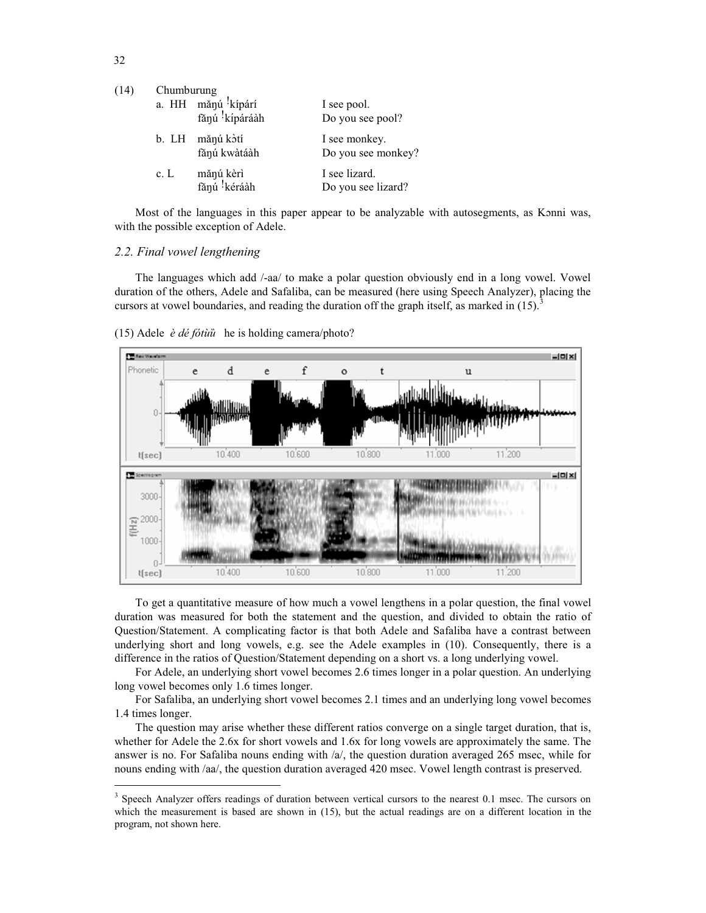(14) Chumburung

| | | |
|---|---|---|
| a. HH | mǎŋú ꜜkípárí | I see pool. |
| | fãŋú ꜜkípáráàh | Do you see pool? |
| b. LH | mǎŋú kɔ̀tí | I see monkey. |
| | fãŋú kwàtáàh | Do you see monkey? |
| c. L | mǎŋú kèrì | I see lizard. |
| | fãŋú ꜜkéráàh | Do you see lizard? |

Most of the languages in this paper appear to be analyzable with autosegments, as Kɔnni was, with the possible exception of Adele.

## *2.2. Final vowel lengthening*

The languages which add /-aa/ to make a polar question obviously end in a long vowel. Vowel duration of the others, Adele and Safaliba, can be measured (here using Speech Analyzer), placing the cursors at vowel boundaries, and reading the duration off the graph itself, as marked in (15).[3]

(15) Adele *è dé fótùù* he is holding camera/photo?

To get a quantitative measure of how much a vowel lengthens in a polar question, the final vowel duration was measured for both the statement and the question, and divided to obtain the ratio of Question/Statement. A complicating factor is that both Adele and Safaliba have a contrast between underlying short and long vowels, e.g. see the Adele examples in (10). Consequently, there is a difference in the ratios of Question/Statement depending on a short vs. a long underlying vowel.

For Adele, an underlying short vowel becomes 2.6 times longer in a polar question. An underlying long vowel becomes only 1.6 times longer.

For Safaliba, an underlying short vowel becomes 2.1 times and an underlying long vowel becomes 1.4 times longer.

The question may arise whether these different ratios converge on a single target duration, that is, whether for Adele the 2.6x for short vowels and 1.6x for long vowels are approximately the same. The answer is no. For Safaliba nouns ending with /a/, the question duration averaged 265 msec, while for nouns ending with /aa/, the question duration averaged 420 msec. Vowel length contrast is preserved.

[3] Speech Analyzer offers readings of duration between vertical cursors to the nearest 0.1 msec. The cursors on which the measurement is based are shown in (15), but the actual readings are on a different location in the program, not shown here.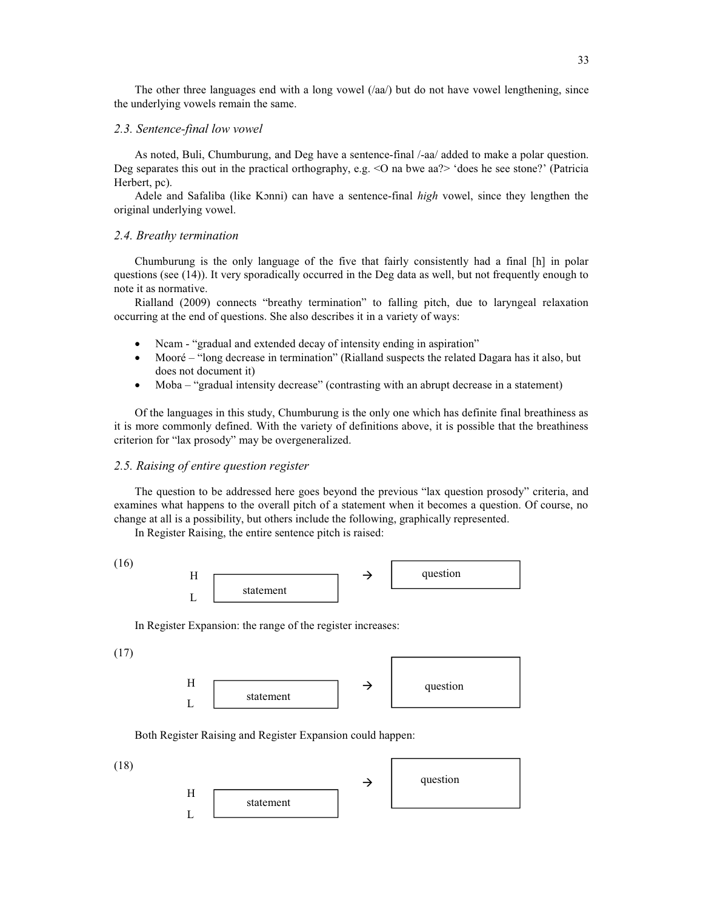The other three languages end with a long vowel (/aa/) but do not have vowel lengthening, since the underlying vowels remain the same.

### *2.3. Sentence-final low vowel*

As noted, Buli, Chumburung, and Deg have a sentence-final /-aa/ added to make a polar question. Deg separates this out in the practical orthography, e.g. <O na bwe aa?> 'does he see stone?' (Patricia Herbert, pc).

Adele and Safaliba (like Kɔnni) can have a sentence-final *high* vowel, since they lengthen the original underlying vowel.

### *2.4. Breathy termination*

Chumburung is the only language of the five that fairly consistently had a final [h] in polar questions (see (14)). It very sporadically occurred in the Deg data as well, but not frequently enough to note it as normative.

Rialland (2009) connects "breathy termination" to falling pitch, due to laryngeal relaxation occurring at the end of questions. She also describes it in a variety of ways:

- Ncam - "gradual and extended decay of intensity ending in aspiration"
- Mooré – "long decrease in termination" (Rialland suspects the related Dagara has it also, but does not document it)
- Moba – "gradual intensity decrease" (contrasting with an abrupt decrease in a statement)

Of the languages in this study, Chumburung is the only one which has definite final breathiness as it is more commonly defined. With the variety of definitions above, it is possible that the breathiness criterion for "lax prosody" may be overgeneralized.

### *2.5. Raising of entire question register*

The question to be addressed here goes beyond the previous "lax question prosody" criteria, and examines what happens to the overall pitch of a statement when it becomes a question. Of course, no change at all is a possibility, but others include the following, graphically represented.

In Register Raising, the entire sentence pitch is raised:

(16)

H [statement] → [question]
L

In Register Expansion: the range of the register increases:

(17)

H [statement] → [question]
L

Both Register Raising and Register Expansion could happen:

(18)

H [statement] → [question]
L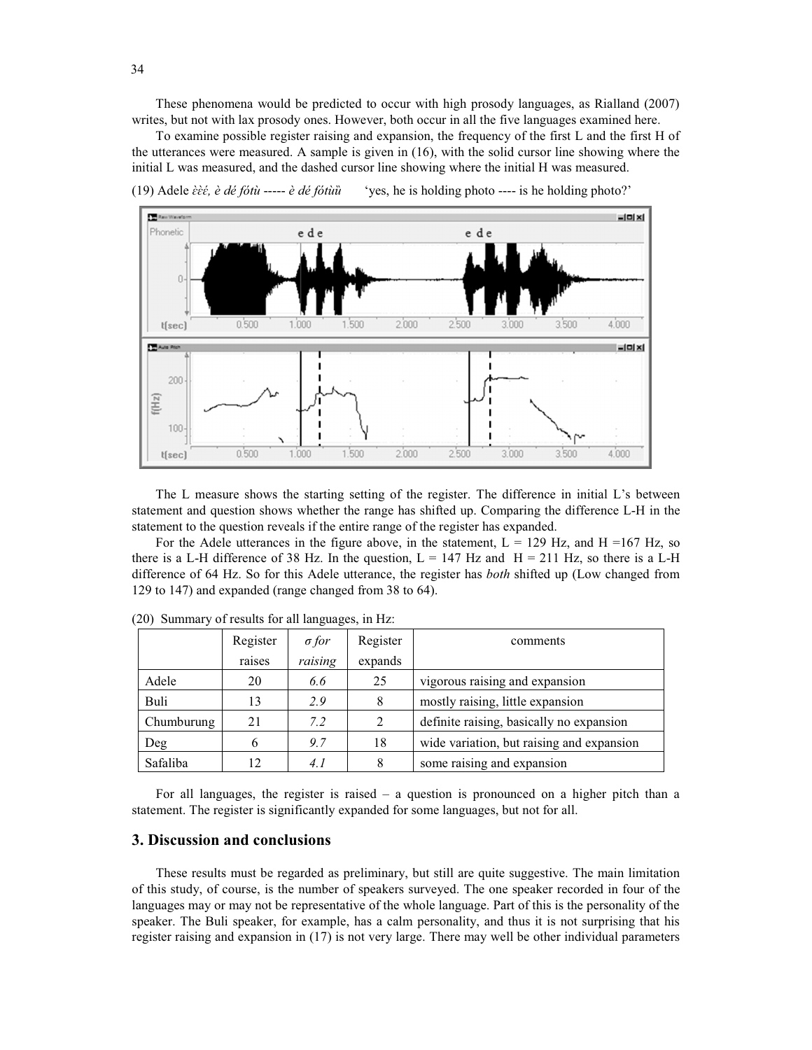These phenomena would be predicted to occur with high prosody languages, as Rialland (2007) writes, but not with lax prosody ones. However, both occur in all the five languages examined here.

To examine possible register raising and expansion, the frequency of the first L and the first H of the utterances were measured. A sample is given in (16), with the solid cursor line showing where the initial L was measured, and the dashed cursor line showing where the initial H was measured.

(19) Adele *èèé, è dé fótù* ----- *è dé fótùù* 'yes, he is holding photo ---- is he holding photo?'

The L measure shows the starting setting of the register. The difference in initial L's between statement and question shows whether the range has shifted up. Comparing the difference L-H in the statement to the question reveals if the entire range of the register has expanded.

For the Adele utterances in the figure above, in the statement, L = 129 Hz, and H =167 Hz, so there is a L-H difference of 38 Hz. In the question, L = 147 Hz and H = 211 Hz, so there is a L-H difference of 64 Hz. So for this Adele utterance, the register has *both* shifted up (Low changed from 129 to 147) and expanded (range changed from 38 to 64).

(20) Summary of results for all languages, in Hz:

| | Register raises | *σ for raising* | Register expands | comments |
|---|---|---|---|---|
| Adele | 20 | *6.6* | 25 | vigorous raising and expansion |
| Buli | 13 | *2.9* | 8 | mostly raising, little expansion |
| Chumburung | 21 | *7.2* | 2 | definite raising, basically no expansion |
| Deg | 6 | *9.7* | 18 | wide variation, but raising and expansion |
| Safaliba | 12 | *4.1* | 8 | some raising and expansion |

For all languages, the register is raised – a question is pronounced on a higher pitch than a statement. The register is significantly expanded for some languages, but not for all.

## 3. Discussion and conclusions

These results must be regarded as preliminary, but still are quite suggestive. The main limitation of this study, of course, is the number of speakers surveyed. The one speaker recorded in four of the languages may or may not be representative of the whole language. Part of this is the personality of the speaker. The Buli speaker, for example, has a calm personality, and thus it is not surprising that his register raising and expansion in (17) is not very large. There may well be other individual parameters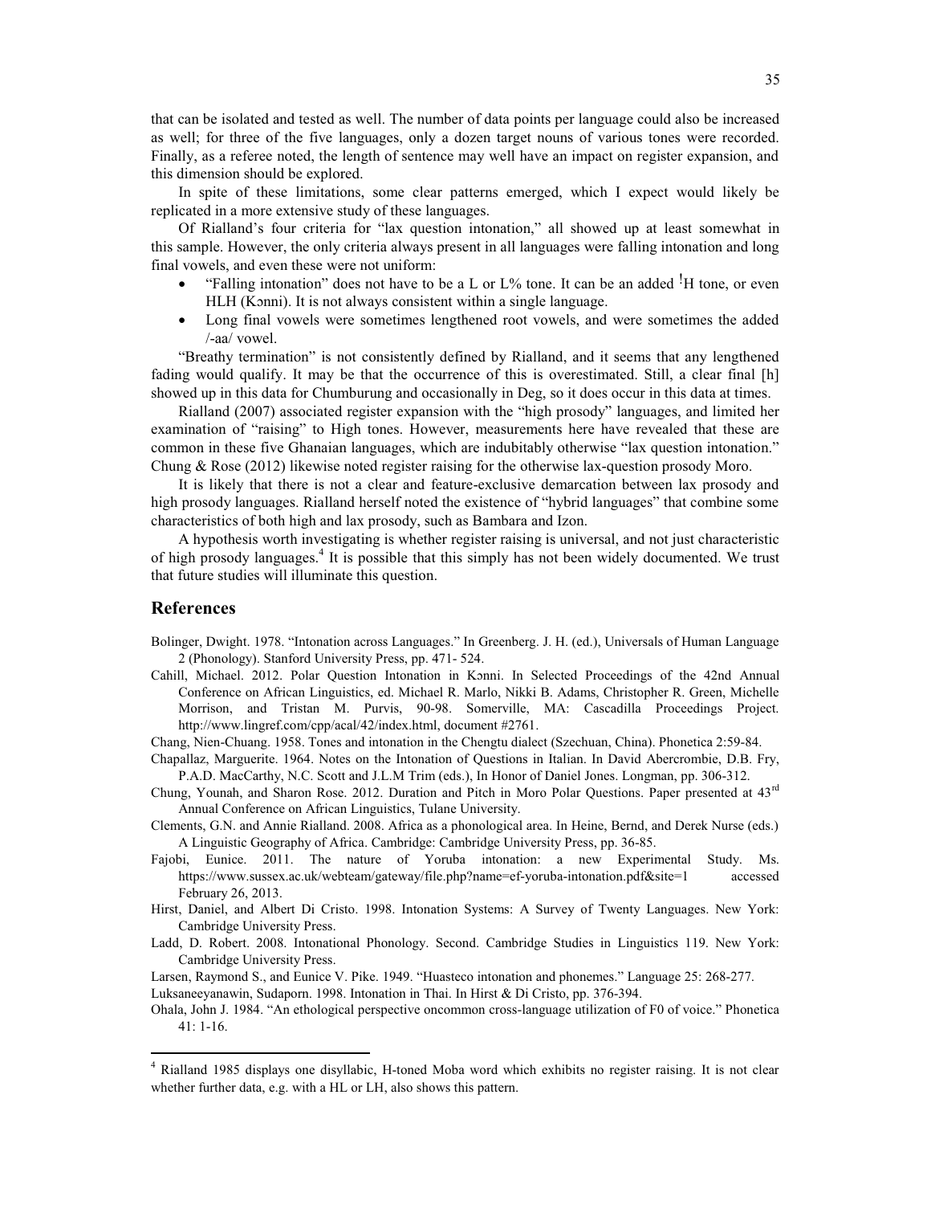that can be isolated and tested as well. The number of data points per language could also be increased as well; for three of the five languages, only a dozen target nouns of various tones were recorded. Finally, as a referee noted, the length of sentence may well have an impact on register expansion, and this dimension should be explored.

In spite of these limitations, some clear patterns emerged, which I expect would likely be replicated in a more extensive study of these languages.

Of Rialland's four criteria for "lax question intonation," all showed up at least somewhat in this sample. However, the only criteria always present in all languages were falling intonation and long final vowels, and even these were not uniform:

- "Falling intonation" does not have to be a L or L% tone. It can be an added ꜝH tone, or even HLH (Kɔnni). It is not always consistent within a single language.
- Long final vowels were sometimes lengthened root vowels, and were sometimes the added /-aa/ vowel.

"Breathy termination" is not consistently defined by Rialland, and it seems that any lengthened fading would qualify. It may be that the occurrence of this is overestimated. Still, a clear final [h] showed up in this data for Chumburung and occasionally in Deg, so it does occur in this data at times.

Rialland (2007) associated register expansion with the "high prosody" languages, and limited her examination of "raising" to High tones. However, measurements here have revealed that these are common in these five Ghanaian languages, which are indubitably otherwise "lax question intonation." Chung & Rose (2012) likewise noted register raising for the otherwise lax-question prosody Moro.

It is likely that there is not a clear and feature-exclusive demarcation between lax prosody and high prosody languages. Rialland herself noted the existence of "hybrid languages" that combine some characteristics of both high and lax prosody, such as Bambara and Izon.

A hypothesis worth investigating is whether register raising is universal, and not just characteristic of high prosody languages.[4] It is possible that this simply has not been widely documented. We trust that future studies will illuminate this question.

## References

Bolinger, Dwight. 1978. "Intonation across Languages." In Greenberg. J. H. (ed.), Universals of Human Language 2 (Phonology). Stanford University Press, pp. 471- 524.

Cahill, Michael. 2012. Polar Question Intonation in Kɔnni. In Selected Proceedings of the 42nd Annual Conference on African Linguistics, ed. Michael R. Marlo, Nikki B. Adams, Christopher R. Green, Michelle Morrison, and Tristan M. Purvis, 90-98. Somerville, MA: Cascadilla Proceedings Project. http://www.lingref.com/cpp/acal/42/index.html, document #2761.

Chang, Nien-Chuang. 1958. Tones and intonation in the Chengtu dialect (Szechuan, China). Phonetica 2:59-84.

Chapallaz, Marguerite. 1964. Notes on the Intonation of Questions in Italian. In David Abercrombie, D.B. Fry, P.A.D. MacCarthy, N.C. Scott and J.L.M Trim (eds.), In Honor of Daniel Jones. Longman, pp. 306-312.

Chung, Younah, and Sharon Rose. 2012. Duration and Pitch in Moro Polar Questions. Paper presented at 43rd Annual Conference on African Linguistics, Tulane University.

Clements, G.N. and Annie Rialland. 2008. Africa as a phonological area. In Heine, Bernd, and Derek Nurse (eds.) A Linguistic Geography of Africa. Cambridge: Cambridge University Press, pp. 36-85.

Fajobi, Eunice. 2011. The nature of Yoruba intonation: a new Experimental Study. Ms. https://www.sussex.ac.uk/webteam/gateway/file.php?name=ef-yoruba-intonation.pdf&site=1 accessed February 26, 2013.

Hirst, Daniel, and Albert Di Cristo. 1998. Intonation Systems: A Survey of Twenty Languages. New York: Cambridge University Press.

Ladd, D. Robert. 2008. Intonational Phonology. Second. Cambridge Studies in Linguistics 119. New York: Cambridge University Press.

Larsen, Raymond S., and Eunice V. Pike. 1949. "Huasteco intonation and phonemes." Language 25: 268-277.

Luksaneeyanawin, Sudaporn. 1998. Intonation in Thai. In Hirst & Di Cristo, pp. 376-394.

Ohala, John J. 1984. "An ethological perspective oncommon cross-language utilization of F0 of voice." Phonetica 41: 1-16.

---

[4] Rialland 1985 displays one disyllabic, H-toned Moba word which exhibits no register raising. It is not clear whether further data, e.g. with a HL or LH, also shows this pattern.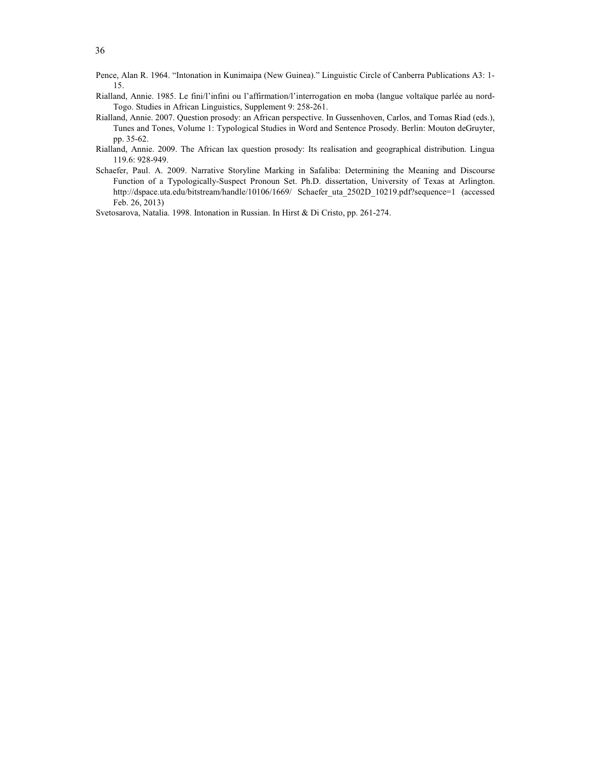Pence, Alan R. 1964. "Intonation in Kunimaipa (New Guinea)." Linguistic Circle of Canberra Publications A3: 1-15.

Rialland, Annie. 1985. Le fini/l'infini ou l'affirmation/l'interrogation en moba (langue voltaïque parlée au nord-Togo. Studies in African Linguistics, Supplement 9: 258-261.

Rialland, Annie. 2007. Question prosody: an African perspective. In Gussenhoven, Carlos, and Tomas Riad (eds.), Tunes and Tones, Volume 1: Typological Studies in Word and Sentence Prosody. Berlin: Mouton deGruyter, pp. 35-62.

Rialland, Annie. 2009. The African lax question prosody: Its realisation and geographical distribution. Lingua 119.6: 928-949.

Schaefer, Paul. A. 2009. Narrative Storyline Marking in Safaliba: Determining the Meaning and Discourse Function of a Typologically-Suspect Pronoun Set. Ph.D. dissertation, University of Texas at Arlington. http://dspace.uta.edu/bitstream/handle/10106/1669/ Schaefer_uta_2502D_10219.pdf?sequence=1 (accessed Feb. 26, 2013)

Svetosarova, Natalia. 1998. Intonation in Russian. In Hirst & Di Cristo, pp. 261-274.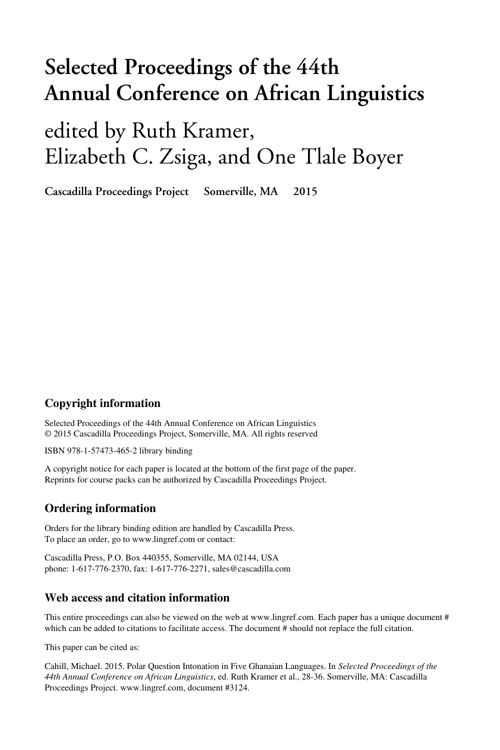# Selected Proceedings of the 44th Annual Conference on African Linguistics

## edited by Ruth Kramer, Elizabeth C. Zsiga, and One Tlale Boyer

**Cascadilla Proceedings Project Somerville, MA 2015**

### Copyright information

Selected Proceedings of the 44th Annual Conference on African Linguistics
© 2015 Cascadilla Proceedings Project, Somerville, MA. All rights reserved

ISBN 978-1-57473-465-2 library binding

A copyright notice for each paper is located at the bottom of the first page of the paper.
Reprints for course packs can be authorized by Cascadilla Proceedings Project.

### Ordering information

Orders for the library binding edition are handled by Cascadilla Press.
To place an order, go to www.lingref.com or contact:

Cascadilla Press, P.O. Box 440355, Somerville, MA 02144, USA
phone: 1-617-776-2370, fax: 1-617-776-2271, sales@cascadilla.com

### Web access and citation information

This entire proceedings can also be viewed on the web at www.lingref.com. Each paper has a unique document # which can be added to citations to facilitate access. The document # should not replace the full citation.

This paper can be cited as:

Cahill, Michael. 2015. Polar Question Intonation in Five Ghanaian Languages. In *Selected Proceedings of the 44th Annual Conference on African Linguistics*, ed. Ruth Kramer et al., 28-36. Somerville, MA: Cascadilla Proceedings Project. www.lingref.com, document #3124.